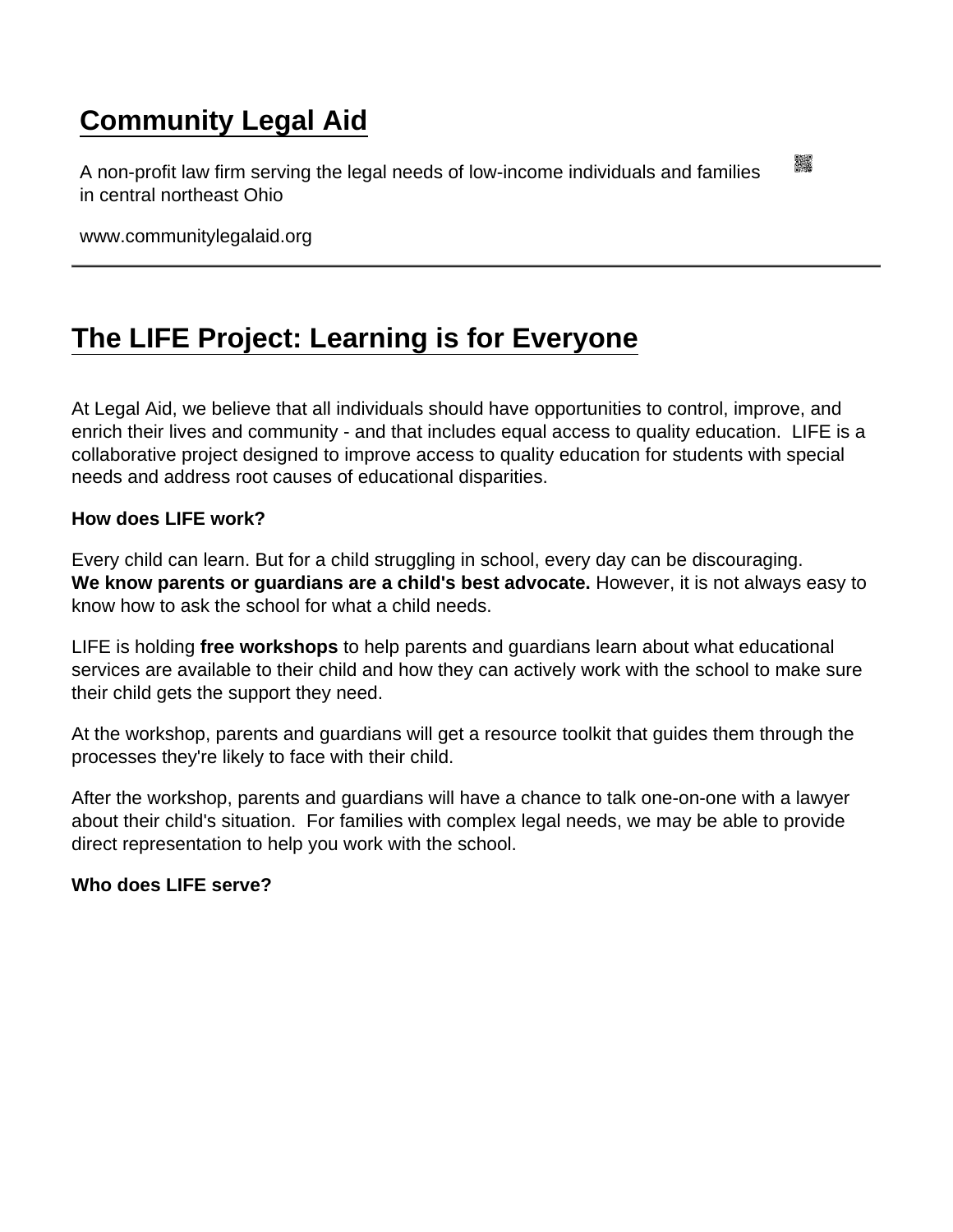# Community Legal Aid

A non-profit law firm serving the legal needs of low-income individuals and families in central northeast Ohio

www.communitylegalaid.org

---

## The LIFE Project: Learning is for Everyone

At Legal Aid, we believe that all individuals should have opportunities to control, improve, and enrich their lives and community - and that includes equal access to quality education. LIFE is a collaborative project designed to improve access to quality education for students with special needs and address root causes of educational disparities.

**How does LIFE work?**

Every child can learn. But for a child struggling in school, every day can be discouraging. **We know parents or guardians are a child's best advocate.** However, it is not always easy to know how to ask the school for what a child needs.

LIFE is holding **free workshops** to help parents and guardians learn about what educational services are available to their child and how they can actively work with the school to make sure their child gets the support they need.

At the workshop, parents and guardians will get a resource toolkit that guides them through the processes they're likely to face with their child.

After the workshop, parents and guardians will have a chance to talk one-on-one with a lawyer about their child's situation. For families with complex legal needs, we may be able to provide direct representation to help you work with the school.

**Who does LIFE serve?**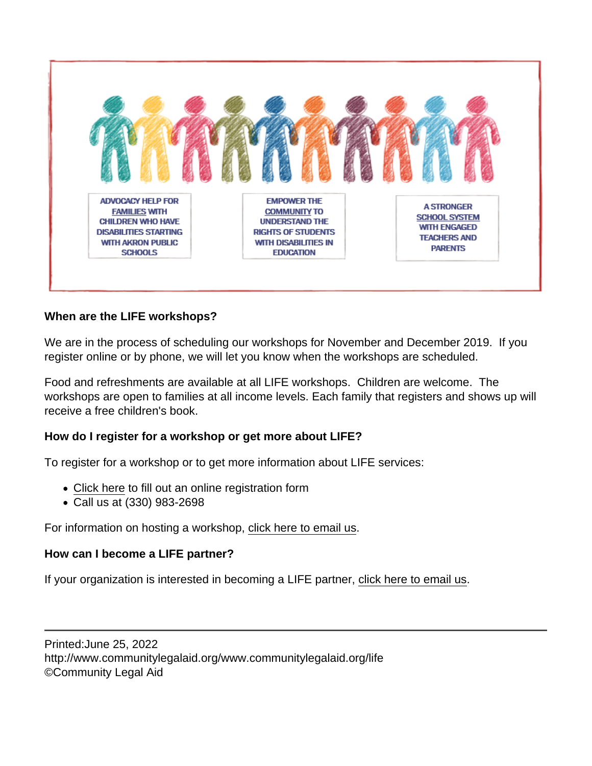ADVOCACY HELP FOR FAMILIES WITH CHILDREN WHO HAVE DISABILITIES STARTING WITH AKRON PUBLIC SCHOOLS

EMPOWER THE COMMUNITY TO UNDERSTAND THE RIGHTS OF STUDENTS WITH DISABILITIES IN EDUCATION

A STRONGER SCHOOL SYSTEM WITH ENGAGED TEACHERS AND PARENTS

**When are the LIFE workshops?**

We are in the process of scheduling our workshops for November and December 2019. If you register online or by phone, we will let you know when the workshops are scheduled.

Food and refreshments are available at all LIFE workshops. Children are welcome. The workshops are open to families at all income levels. Each family that registers and shows up will receive a free children's book.

**How do I register for a workshop or get more about LIFE?**

To register for a workshop or to get more information about LIFE services:

- Click here to fill out an online registration form
- Call us at (330) 983-2698

For information on hosting a workshop, click here to email us.

**How can I become a LIFE partner?**

If your organization is interested in becoming a LIFE partner, click here to email us.

---

Printed:June 25, 2022
http://www.communitylegalaid.org/www.communitylegalaid.org/life
©Community Legal Aid